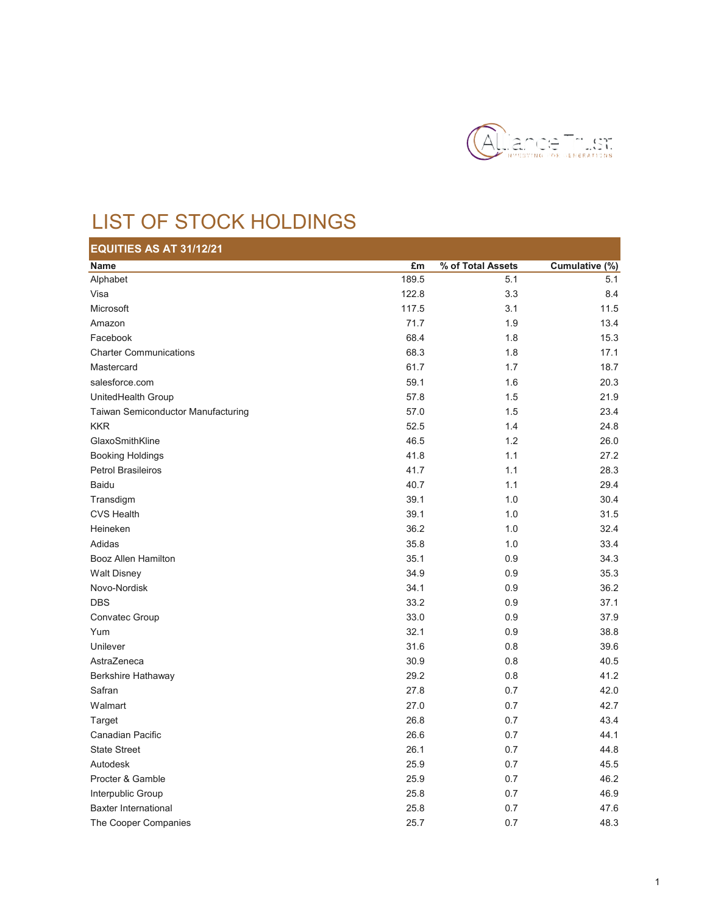# LIST OF STOCK HOLDINGS

## EQUITIES AS AT 31/12/21

| Name | £m | % of Total Assets | Cumulative (%) |
|---|---|---|---|
| Alphabet | 189.5 | 5.1 | 5.1 |
| Visa | 122.8 | 3.3 | 8.4 |
| Microsoft | 117.5 | 3.1 | 11.5 |
| Amazon | 71.7 | 1.9 | 13.4 |
| Facebook | 68.4 | 1.8 | 15.3 |
| Charter Communications | 68.3 | 1.8 | 17.1 |
| Mastercard | 61.7 | 1.7 | 18.7 |
| salesforce.com | 59.1 | 1.6 | 20.3 |
| UnitedHealth Group | 57.8 | 1.5 | 21.9 |
| Taiwan Semiconductor Manufacturing | 57.0 | 1.5 | 23.4 |
| KKR | 52.5 | 1.4 | 24.8 |
| GlaxoSmithKline | 46.5 | 1.2 | 26.0 |
| Booking Holdings | 41.8 | 1.1 | 27.2 |
| Petrol Brasileiros | 41.7 | 1.1 | 28.3 |
| Baidu | 40.7 | 1.1 | 29.4 |
| Transdigm | 39.1 | 1.0 | 30.4 |
| CVS Health | 39.1 | 1.0 | 31.5 |
| Heineken | 36.2 | 1.0 | 32.4 |
| Adidas | 35.8 | 1.0 | 33.4 |
| Booz Allen Hamilton | 35.1 | 0.9 | 34.3 |
| Walt Disney | 34.9 | 0.9 | 35.3 |
| Novo-Nordisk | 34.1 | 0.9 | 36.2 |
| DBS | 33.2 | 0.9 | 37.1 |
| Convatec Group | 33.0 | 0.9 | 37.9 |
| Yum | 32.1 | 0.9 | 38.8 |
| Unilever | 31.6 | 0.8 | 39.6 |
| AstraZeneca | 30.9 | 0.8 | 40.5 |
| Berkshire Hathaway | 29.2 | 0.8 | 41.2 |
| Safran | 27.8 | 0.7 | 42.0 |
| Walmart | 27.0 | 0.7 | 42.7 |
| Target | 26.8 | 0.7 | 43.4 |
| Canadian Pacific | 26.6 | 0.7 | 44.1 |
| State Street | 26.1 | 0.7 | 44.8 |
| Autodesk | 25.9 | 0.7 | 45.5 |
| Procter & Gamble | 25.9 | 0.7 | 46.2 |
| Interpublic Group | 25.8 | 0.7 | 46.9 |
| Baxter International | 25.8 | 0.7 | 47.6 |
| The Cooper Companies | 25.7 | 0.7 | 48.3 |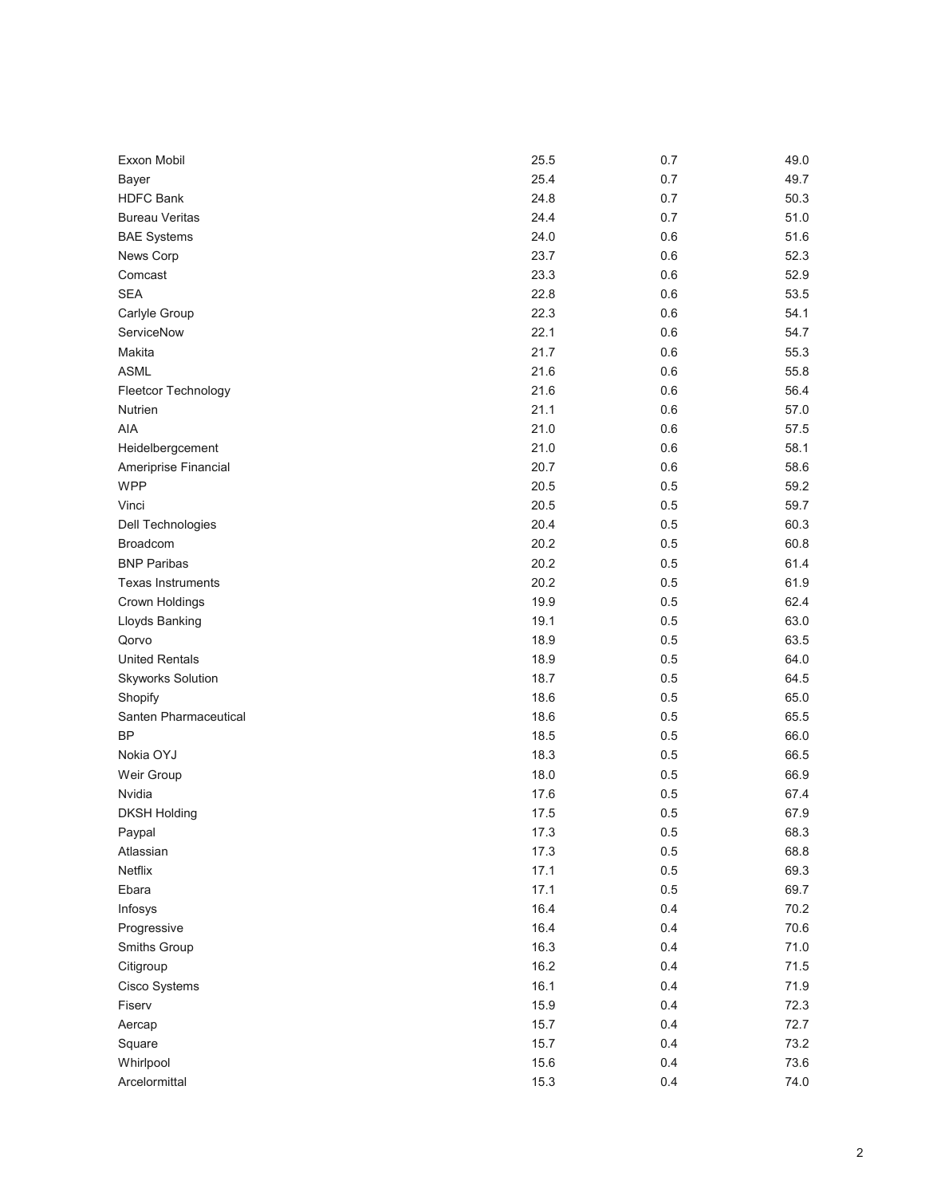| | | | |
|---|---|---|---|
| Exxon Mobil | 25.5 | 0.7 | 49.0 |
| Bayer | 25.4 | 0.7 | 49.7 |
| HDFC Bank | 24.8 | 0.7 | 50.3 |
| Bureau Veritas | 24.4 | 0.7 | 51.0 |
| BAE Systems | 24.0 | 0.6 | 51.6 |
| News Corp | 23.7 | 0.6 | 52.3 |
| Comcast | 23.3 | 0.6 | 52.9 |
| SEA | 22.8 | 0.6 | 53.5 |
| Carlyle Group | 22.3 | 0.6 | 54.1 |
| ServiceNow | 22.1 | 0.6 | 54.7 |
| Makita | 21.7 | 0.6 | 55.3 |
| ASML | 21.6 | 0.6 | 55.8 |
| Fleetcor Technology | 21.6 | 0.6 | 56.4 |
| Nutrien | 21.1 | 0.6 | 57.0 |
| AIA | 21.0 | 0.6 | 57.5 |
| Heidelbergcement | 21.0 | 0.6 | 58.1 |
| Ameriprise Financial | 20.7 | 0.6 | 58.6 |
| WPP | 20.5 | 0.5 | 59.2 |
| Vinci | 20.5 | 0.5 | 59.7 |
| Dell Technologies | 20.4 | 0.5 | 60.3 |
| Broadcom | 20.2 | 0.5 | 60.8 |
| BNP Paribas | 20.2 | 0.5 | 61.4 |
| Texas Instruments | 20.2 | 0.5 | 61.9 |
| Crown Holdings | 19.9 | 0.5 | 62.4 |
| Lloyds Banking | 19.1 | 0.5 | 63.0 |
| Qorvo | 18.9 | 0.5 | 63.5 |
| United Rentals | 18.9 | 0.5 | 64.0 |
| Skyworks Solution | 18.7 | 0.5 | 64.5 |
| Shopify | 18.6 | 0.5 | 65.0 |
| Santen Pharmaceutical | 18.6 | 0.5 | 65.5 |
| BP | 18.5 | 0.5 | 66.0 |
| Nokia OYJ | 18.3 | 0.5 | 66.5 |
| Weir Group | 18.0 | 0.5 | 66.9 |
| Nvidia | 17.6 | 0.5 | 67.4 |
| DKSH Holding | 17.5 | 0.5 | 67.9 |
| Paypal | 17.3 | 0.5 | 68.3 |
| Atlassian | 17.3 | 0.5 | 68.8 |
| Netflix | 17.1 | 0.5 | 69.3 |
| Ebara | 17.1 | 0.5 | 69.7 |
| Infosys | 16.4 | 0.4 | 70.2 |
| Progressive | 16.4 | 0.4 | 70.6 |
| Smiths Group | 16.3 | 0.4 | 71.0 |
| Citigroup | 16.2 | 0.4 | 71.5 |
| Cisco Systems | 16.1 | 0.4 | 71.9 |
| Fiserv | 15.9 | 0.4 | 72.3 |
| Aercap | 15.7 | 0.4 | 72.7 |
| Square | 15.7 | 0.4 | 73.2 |
| Whirlpool | 15.6 | 0.4 | 73.6 |
| Arcelormittal | 15.3 | 0.4 | 74.0 |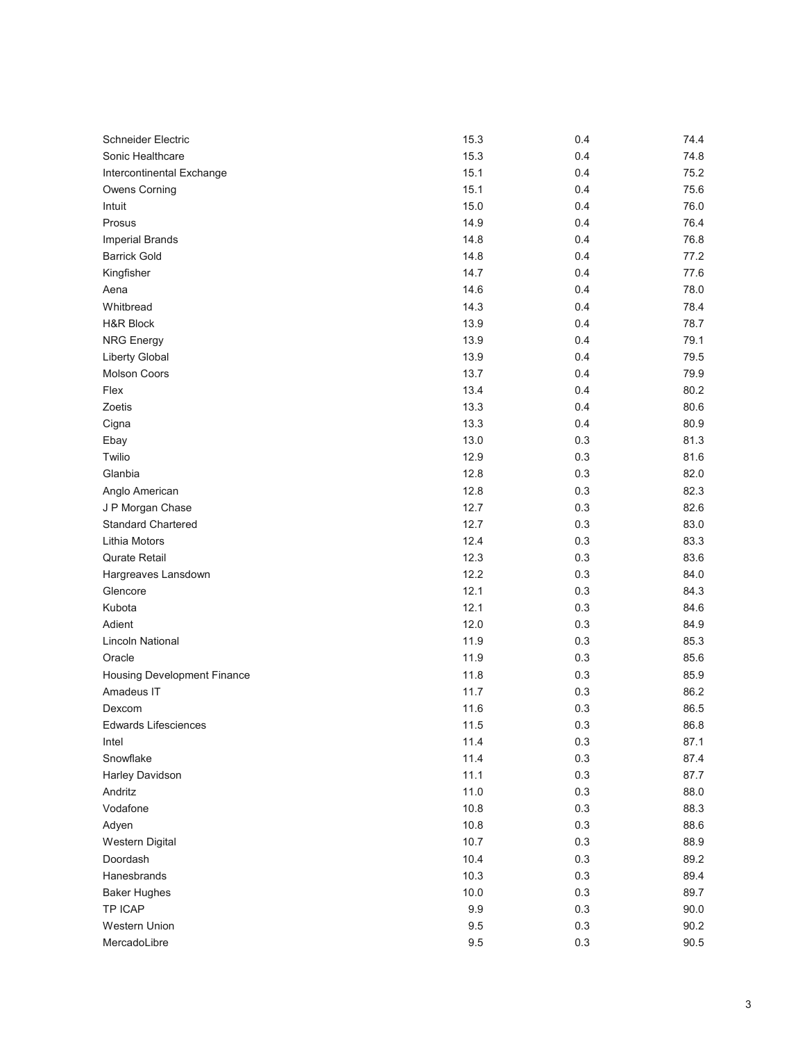| | | | |
|---|---|---|---|
| Schneider Electric | 15.3 | 0.4 | 74.4 |
| Sonic Healthcare | 15.3 | 0.4 | 74.8 |
| Intercontinental Exchange | 15.1 | 0.4 | 75.2 |
| Owens Corning | 15.1 | 0.4 | 75.6 |
| Intuit | 15.0 | 0.4 | 76.0 |
| Prosus | 14.9 | 0.4 | 76.4 |
| Imperial Brands | 14.8 | 0.4 | 76.8 |
| Barrick Gold | 14.8 | 0.4 | 77.2 |
| Kingfisher | 14.7 | 0.4 | 77.6 |
| Aena | 14.6 | 0.4 | 78.0 |
| Whitbread | 14.3 | 0.4 | 78.4 |
| H&R Block | 13.9 | 0.4 | 78.7 |
| NRG Energy | 13.9 | 0.4 | 79.1 |
| Liberty Global | 13.9 | 0.4 | 79.5 |
| Molson Coors | 13.7 | 0.4 | 79.9 |
| Flex | 13.4 | 0.4 | 80.2 |
| Zoetis | 13.3 | 0.4 | 80.6 |
| Cigna | 13.3 | 0.4 | 80.9 |
| Ebay | 13.0 | 0.3 | 81.3 |
| Twilio | 12.9 | 0.3 | 81.6 |
| Glanbia | 12.8 | 0.3 | 82.0 |
| Anglo American | 12.8 | 0.3 | 82.3 |
| J P Morgan Chase | 12.7 | 0.3 | 82.6 |
| Standard Chartered | 12.7 | 0.3 | 83.0 |
| Lithia Motors | 12.4 | 0.3 | 83.3 |
| Qurate Retail | 12.3 | 0.3 | 83.6 |
| Hargreaves Lansdown | 12.2 | 0.3 | 84.0 |
| Glencore | 12.1 | 0.3 | 84.3 |
| Kubota | 12.1 | 0.3 | 84.6 |
| Adient | 12.0 | 0.3 | 84.9 |
| Lincoln National | 11.9 | 0.3 | 85.3 |
| Oracle | 11.9 | 0.3 | 85.6 |
| Housing Development Finance | 11.8 | 0.3 | 85.9 |
| Amadeus IT | 11.7 | 0.3 | 86.2 |
| Dexcom | 11.6 | 0.3 | 86.5 |
| Edwards Lifesciences | 11.5 | 0.3 | 86.8 |
| Intel | 11.4 | 0.3 | 87.1 |
| Snowflake | 11.4 | 0.3 | 87.4 |
| Harley Davidson | 11.1 | 0.3 | 87.7 |
| Andritz | 11.0 | 0.3 | 88.0 |
| Vodafone | 10.8 | 0.3 | 88.3 |
| Adyen | 10.8 | 0.3 | 88.6 |
| Western Digital | 10.7 | 0.3 | 88.9 |
| Doordash | 10.4 | 0.3 | 89.2 |
| Hanesbrands | 10.3 | 0.3 | 89.4 |
| Baker Hughes | 10.0 | 0.3 | 89.7 |
| TP ICAP | 9.9 | 0.3 | 90.0 |
| Western Union | 9.5 | 0.3 | 90.2 |
| MercadoLibre | 9.5 | 0.3 | 90.5 |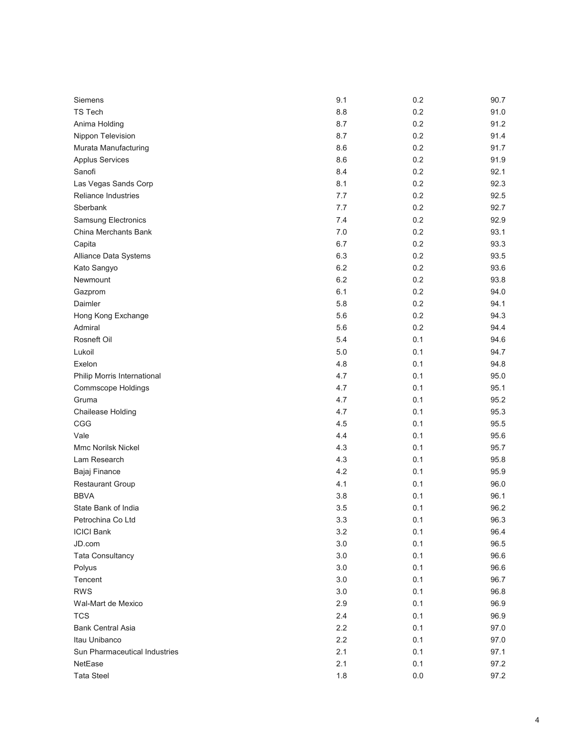| | | | |
|---|---|---|---|
| Siemens | 9.1 | 0.2 | 90.7 |
| TS Tech | 8.8 | 0.2 | 91.0 |
| Anima Holding | 8.7 | 0.2 | 91.2 |
| Nippon Television | 8.7 | 0.2 | 91.4 |
| Murata Manufacturing | 8.6 | 0.2 | 91.7 |
| Applus Services | 8.6 | 0.2 | 91.9 |
| Sanofi | 8.4 | 0.2 | 92.1 |
| Las Vegas Sands Corp | 8.1 | 0.2 | 92.3 |
| Reliance Industries | 7.7 | 0.2 | 92.5 |
| Sberbank | 7.7 | 0.2 | 92.7 |
| Samsung Electronics | 7.4 | 0.2 | 92.9 |
| China Merchants Bank | 7.0 | 0.2 | 93.1 |
| Capita | 6.7 | 0.2 | 93.3 |
| Alliance Data Systems | 6.3 | 0.2 | 93.5 |
| Kato Sangyo | 6.2 | 0.2 | 93.6 |
| Newmount | 6.2 | 0.2 | 93.8 |
| Gazprom | 6.1 | 0.2 | 94.0 |
| Daimler | 5.8 | 0.2 | 94.1 |
| Hong Kong Exchange | 5.6 | 0.2 | 94.3 |
| Admiral | 5.6 | 0.2 | 94.4 |
| Rosneft Oil | 5.4 | 0.1 | 94.6 |
| Lukoil | 5.0 | 0.1 | 94.7 |
| Exelon | 4.8 | 0.1 | 94.8 |
| Philip Morris International | 4.7 | 0.1 | 95.0 |
| Commscope Holdings | 4.7 | 0.1 | 95.1 |
| Gruma | 4.7 | 0.1 | 95.2 |
| Chailease Holding | 4.7 | 0.1 | 95.3 |
| CGG | 4.5 | 0.1 | 95.5 |
| Vale | 4.4 | 0.1 | 95.6 |
| Mmc Norilsk Nickel | 4.3 | 0.1 | 95.7 |
| Lam Research | 4.3 | 0.1 | 95.8 |
| Bajaj Finance | 4.2 | 0.1 | 95.9 |
| Restaurant Group | 4.1 | 0.1 | 96.0 |
| BBVA | 3.8 | 0.1 | 96.1 |
| State Bank of India | 3.5 | 0.1 | 96.2 |
| Petrochina Co Ltd | 3.3 | 0.1 | 96.3 |
| ICICI Bank | 3.2 | 0.1 | 96.4 |
| JD.com | 3.0 | 0.1 | 96.5 |
| Tata Consultancy | 3.0 | 0.1 | 96.6 |
| Polyus | 3.0 | 0.1 | 96.6 |
| Tencent | 3.0 | 0.1 | 96.7 |
| RWS | 3.0 | 0.1 | 96.8 |
| Wal-Mart de Mexico | 2.9 | 0.1 | 96.9 |
| TCS | 2.4 | 0.1 | 96.9 |
| Bank Central Asia | 2.2 | 0.1 | 97.0 |
| Itau Unibanco | 2.2 | 0.1 | 97.0 |
| Sun Pharmaceutical Industries | 2.1 | 0.1 | 97.1 |
| NetEase | 2.1 | 0.1 | 97.2 |
| Tata Steel | 1.8 | 0.0 | 97.2 |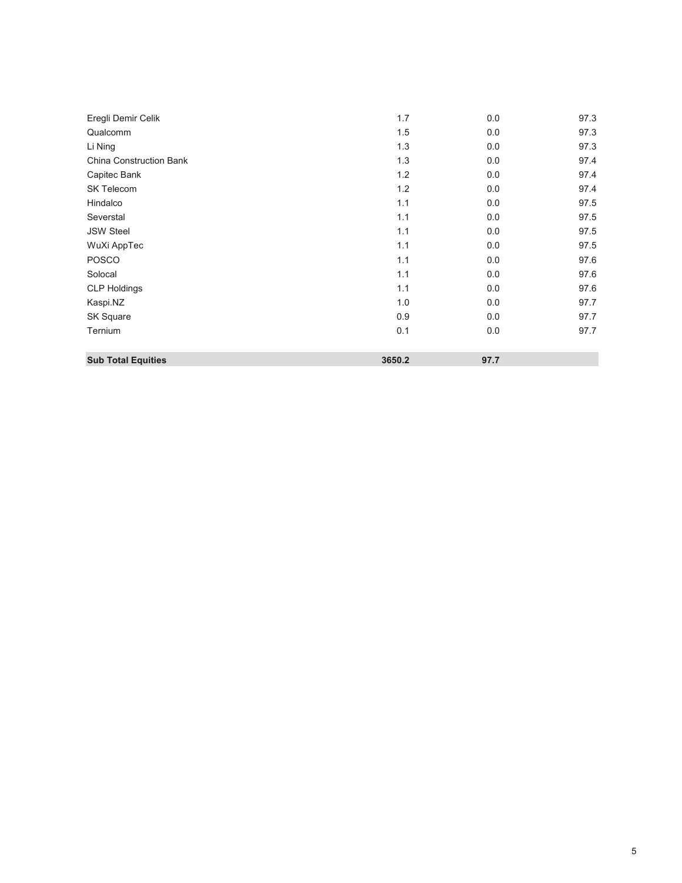| | | | |
|---|---|---|---|
| Eregli Demir Celik | 1.7 | 0.0 | 97.3 |
| Qualcomm | 1.5 | 0.0 | 97.3 |
| Li Ning | 1.3 | 0.0 | 97.3 |
| China Construction Bank | 1.3 | 0.0 | 97.4 |
| Capitec Bank | 1.2 | 0.0 | 97.4 |
| SK Telecom | 1.2 | 0.0 | 97.4 |
| Hindalco | 1.1 | 0.0 | 97.5 |
| Severstal | 1.1 | 0.0 | 97.5 |
| JSW Steel | 1.1 | 0.0 | 97.5 |
| WuXi AppTec | 1.1 | 0.0 | 97.5 |
| POSCO | 1.1 | 0.0 | 97.6 |
| Solocal | 1.1 | 0.0 | 97.6 |
| CLP Holdings | 1.1 | 0.0 | 97.6 |
| Kaspi.NZ | 1.0 | 0.0 | 97.7 |
| SK Square | 0.9 | 0.0 | 97.7 |
| Ternium | 0.1 | 0.0 | 97.7 |
| **Sub Total Equities** | **3650.2** | **97.7** | |